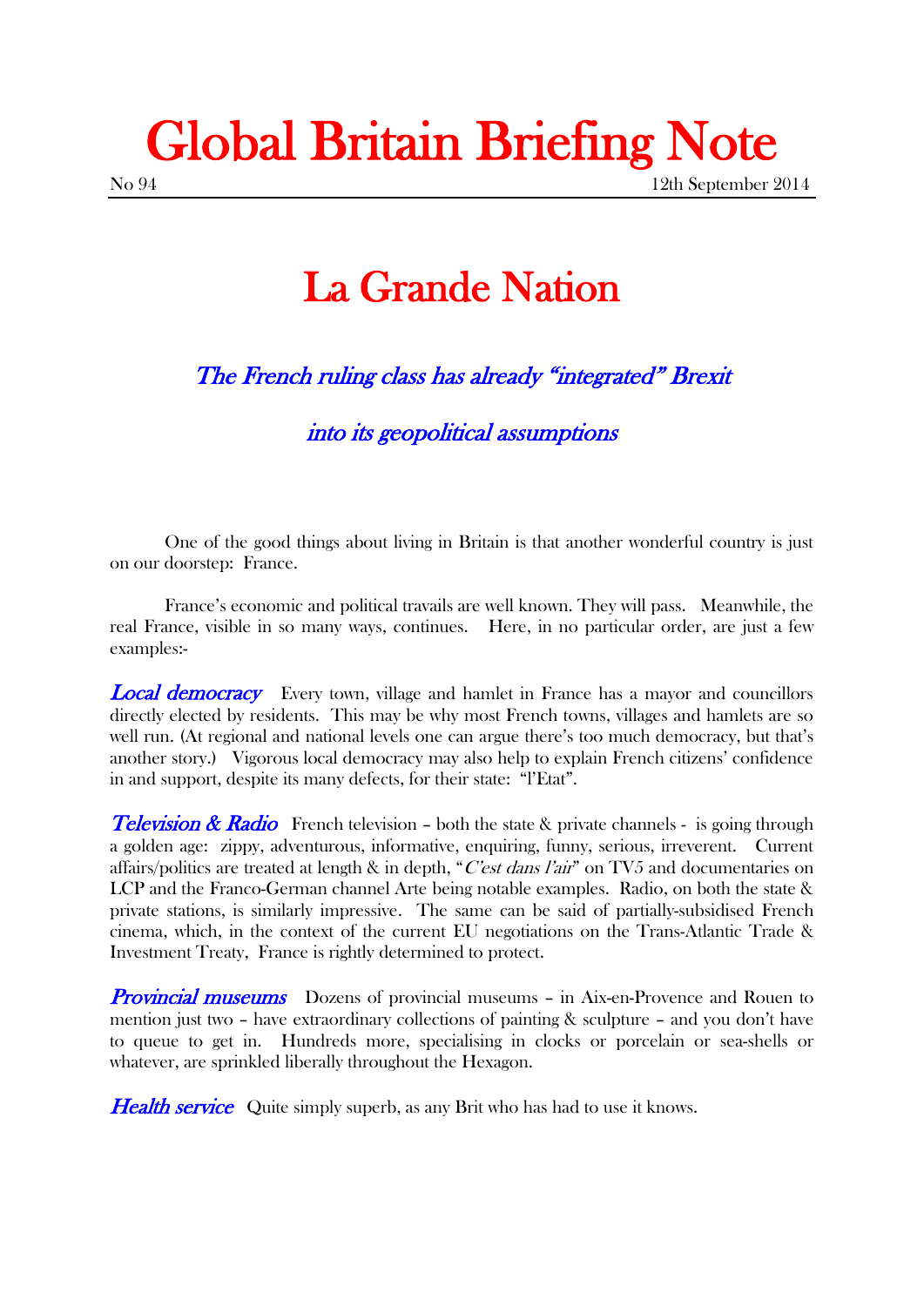# Global Britain Briefing Note

No 94 12th September 2014

## La Grande Nation

### *The French ruling class has already "integrated" Brexit into its geopolitical assumptions*

One of the good things about living in Britain is that another wonderful country is just on our doorstep: France.

France's economic and political travails are well known. They will pass. Meanwhile, the real France, visible in so many ways, continues. Here, in no particular order, are just a few examples:-

***Local democracy*** Every town, village and hamlet in France has a mayor and councillors directly elected by residents. This may be why most French towns, villages and hamlets are so well run. (At regional and national levels one can argue there's too much democracy, but that's another story.) Vigorous local democracy may also help to explain French citizens' confidence in and support, despite its many defects, for their state: "l'Etat".

***Television & Radio*** French television – both the state & private channels - is going through a golden age: zippy, adventurous, informative, enquiring, funny, serious, irreverent. Current affairs/politics are treated at length & in depth, "*C'est dans l'air*" on TV5 and documentaries on LCP and the Franco-German channel Arte being notable examples. Radio, on both the state & private stations, is similarly impressive. The same can be said of partially-subsidised French cinema, which, in the context of the current EU negotiations on the Trans-Atlantic Trade & Investment Treaty, France is rightly determined to protect.

***Provincial museums*** Dozens of provincial museums – in Aix-en-Provence and Rouen to mention just two – have extraordinary collections of painting & sculpture – and you don't have to queue to get in. Hundreds more, specialising in clocks or porcelain or sea-shells or whatever, are sprinkled liberally throughout the Hexagon.

***Health service*** Quite simply superb, as any Brit who has had to use it knows.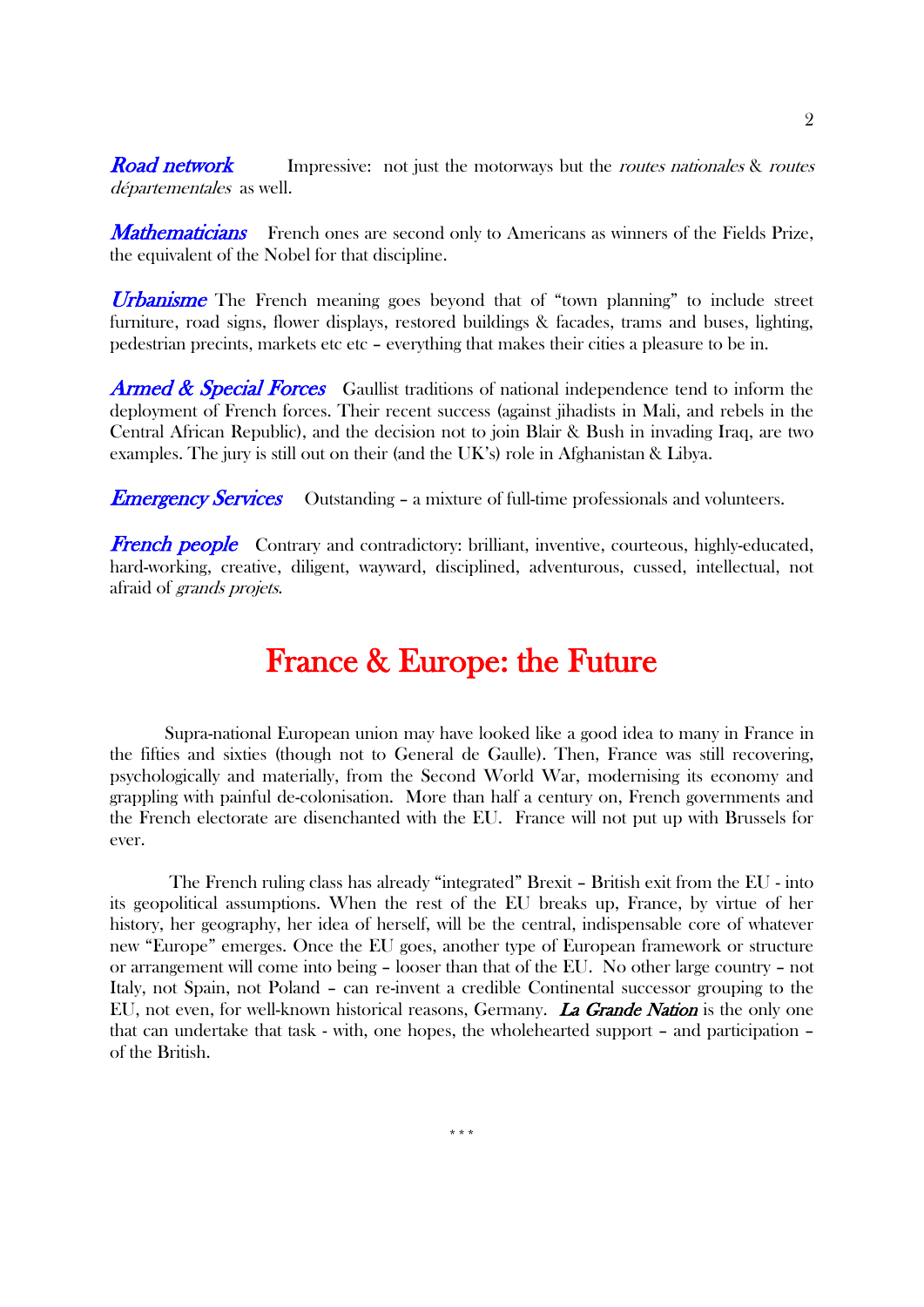***Road network*** Impressive: not just the motorways but the *routes nationales* & *routes départementales* as well.

***Mathematicians*** French ones are second only to Americans as winners of the Fields Prize, the equivalent of the Nobel for that discipline.

***Urbanisme*** The French meaning goes beyond that of "town planning" to include street furniture, road signs, flower displays, restored buildings & facades, trams and buses, lighting, pedestrian precints, markets etc etc – everything that makes their cities a pleasure to be in.

***Armed & Special Forces*** Gaullist traditions of national independence tend to inform the deployment of French forces. Their recent success (against jihadists in Mali, and rebels in the Central African Republic), and the decision not to join Blair & Bush in invading Iraq, are two examples. The jury is still out on their (and the UK's) role in Afghanistan & Libya.

***Emergency Services*** Outstanding – a mixture of full-time professionals and volunteers.

***French people*** Contrary and contradictory: brilliant, inventive, courteous, highly-educated, hard-working, creative, diligent, wayward, disciplined, adventurous, cussed, intellectual, not afraid of *grands projets*.

# France & Europe: the Future

Supra-national European union may have looked like a good idea to many in France in the fifties and sixties (though not to General de Gaulle). Then, France was still recovering, psychologically and materially, from the Second World War, modernising its economy and grappling with painful de-colonisation. More than half a century on, French governments and the French electorate are disenchanted with the EU. France will not put up with Brussels for ever.

The French ruling class has already "integrated" Brexit – British exit from the EU - into its geopolitical assumptions. When the rest of the EU breaks up, France, by virtue of her history, her geography, her idea of herself, will be the central, indispensable core of whatever new "Europe" emerges. Once the EU goes, another type of European framework or structure or arrangement will come into being – looser than that of the EU. No other large country – not Italy, not Spain, not Poland – can re-invent a credible Continental successor grouping to the EU, not even, for well-known historical reasons, Germany. ***La Grande Nation*** is the only one that can undertake that task - with, one hopes, the wholehearted support – and participation – of the British.

\* \* \*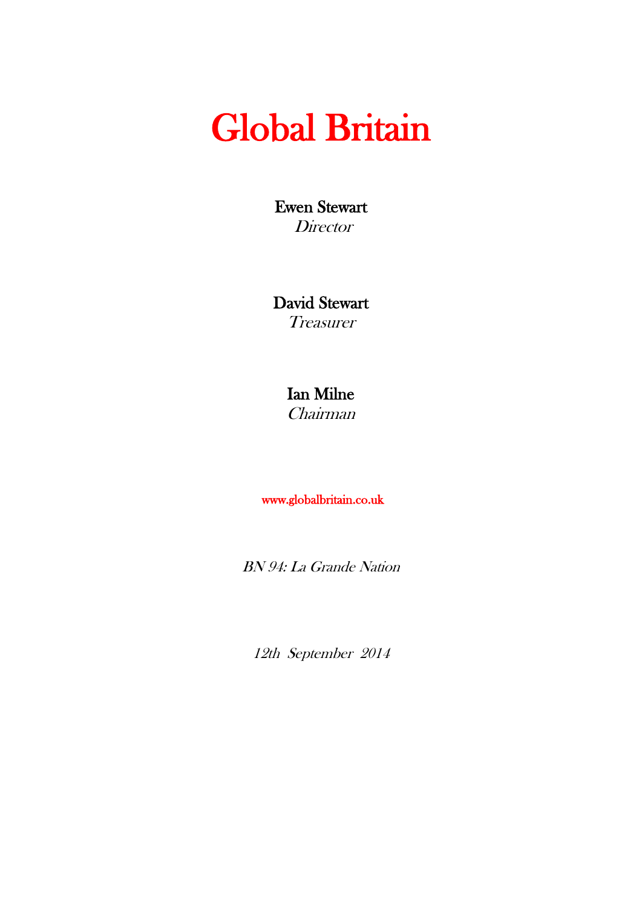# Global Britain

**Ewen Stewart**
*Director*

**David Stewart**
*Treasurer*

**Ian Milne**
*Chairman*

www.globalbritain.co.uk

*BN 94: La Grande Nation*

*12th September 2014*